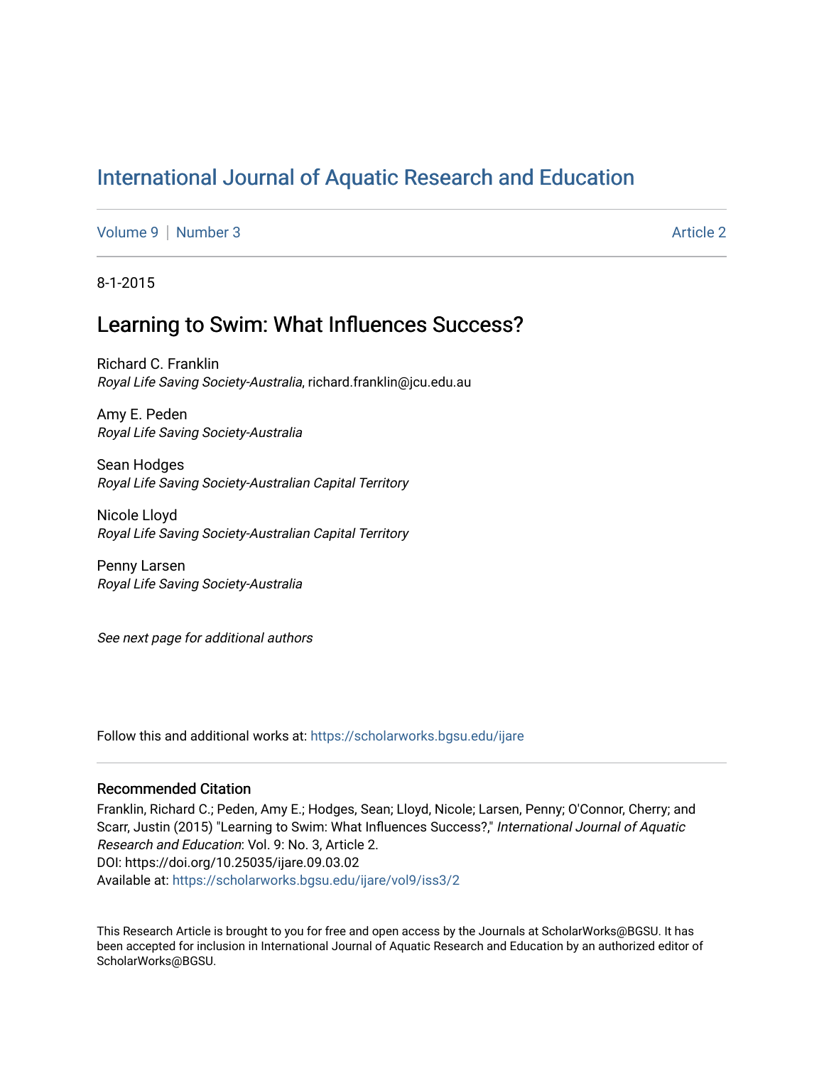# International Journal of Aquatic Research and Education

Volume 9 | Number 3 | Article 2

8-1-2015

## Learning to Swim: What Influences Success?

Richard C. Franklin
*Royal Life Saving Society-Australia*, richard.franklin@jcu.edu.au

Amy E. Peden
*Royal Life Saving Society-Australia*

Sean Hodges
*Royal Life Saving Society-Australian Capital Territory*

Nicole Lloyd
*Royal Life Saving Society-Australian Capital Territory*

Penny Larsen
*Royal Life Saving Society-Australia*

*See next page for additional authors*

Follow this and additional works at: https://scholarworks.bgsu.edu/ijare

### Recommended Citation

Franklin, Richard C.; Peden, Amy E.; Hodges, Sean; Lloyd, Nicole; Larsen, Penny; O'Connor, Cherry; and Scarr, Justin (2015) "Learning to Swim: What Influences Success?," *International Journal of Aquatic Research and Education*: Vol. 9: No. 3, Article 2.
DOI: https://doi.org/10.25035/ijare.09.03.02
Available at: https://scholarworks.bgsu.edu/ijare/vol9/iss3/2

This Research Article is brought to you for free and open access by the Journals at ScholarWorks@BGSU. It has been accepted for inclusion in International Journal of Aquatic Research and Education by an authorized editor of ScholarWorks@BGSU.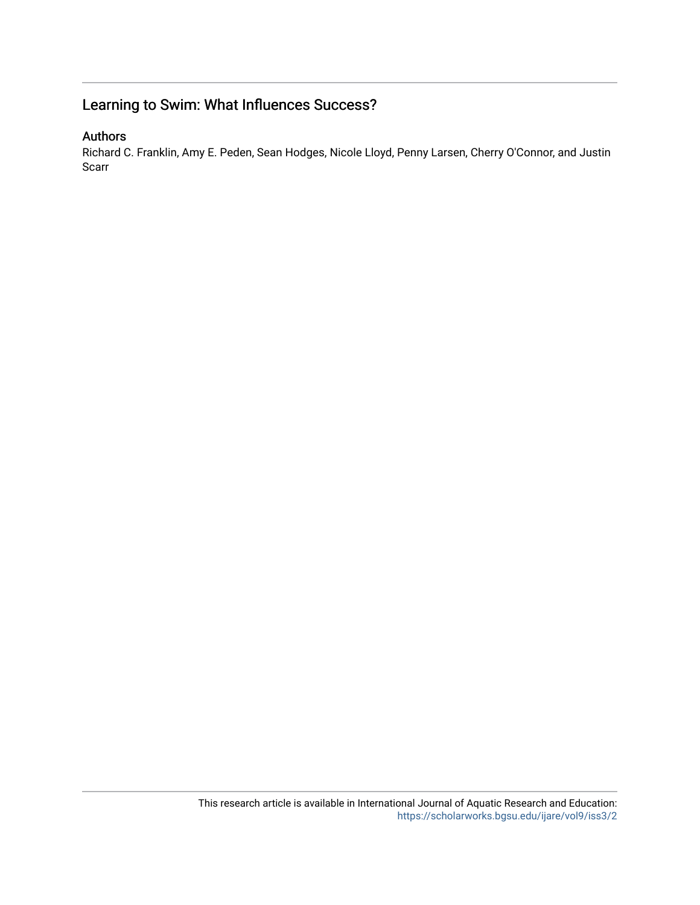# Learning to Swim: What Influences Success?

## Authors

Richard C. Franklin, Amy E. Peden, Sean Hodges, Nicole Lloyd, Penny Larsen, Cherry O'Connor, and Justin Scarr

This research article is available in International Journal of Aquatic Research and Education: https://scholarworks.bgsu.edu/ijare/vol9/iss3/2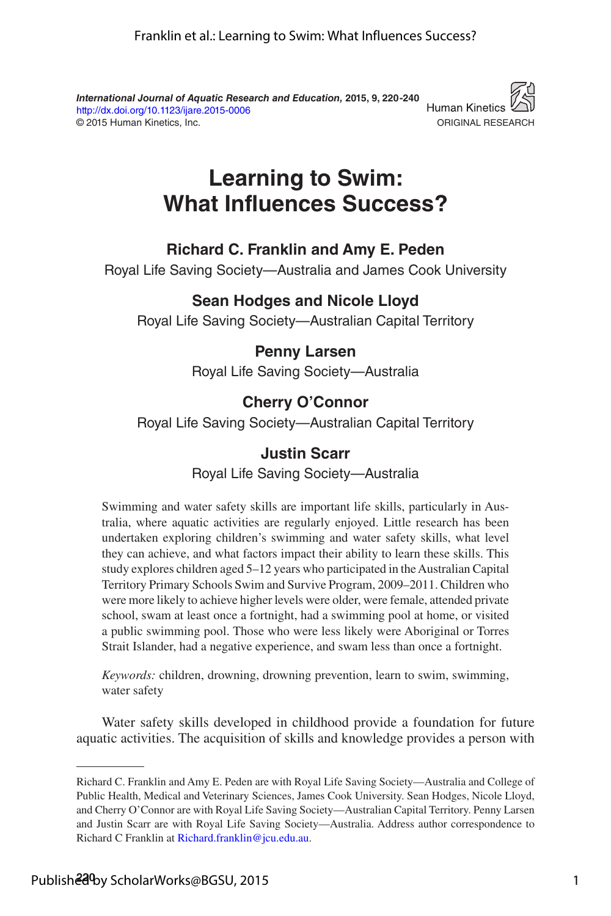*International Journal of Aquatic Research and Education*, 2015, 9, 220-240
http://dx.doi.org/10.1123/ijare.2015-0006
© 2015 Human Kinetics, Inc.

ORIGINAL RESEARCH

# Learning to Swim: What Influences Success?

**Richard C. Franklin and Amy E. Peden**
Royal Life Saving Society—Australia and James Cook University

**Sean Hodges and Nicole Lloyd**
Royal Life Saving Society—Australian Capital Territory

**Penny Larsen**
Royal Life Saving Society—Australia

**Cherry O'Connor**
Royal Life Saving Society—Australian Capital Territory

**Justin Scarr**
Royal Life Saving Society—Australia

Swimming and water safety skills are important life skills, particularly in Australia, where aquatic activities are regularly enjoyed. Little research has been undertaken exploring children's swimming and water safety skills, what level they can achieve, and what factors impact their ability to learn these skills. This study explores children aged 5–12 years who participated in the Australian Capital Territory Primary Schools Swim and Survive Program, 2009–2011. Children who were more likely to achieve higher levels were older, were female, attended private school, swam at least once a fortnight, had a swimming pool at home, or visited a public swimming pool. Those who were less likely were Aboriginal or Torres Strait Islander, had a negative experience, and swam less than once a fortnight.

*Keywords:* children, drowning, drowning prevention, learn to swim, swimming, water safety

Water safety skills developed in childhood provide a foundation for future aquatic activities. The acquisition of skills and knowledge provides a person with

---

Richard C. Franklin and Amy E. Peden are with Royal Life Saving Society—Australia and College of Public Health, Medical and Veterinary Sciences, James Cook University. Sean Hodges, Nicole Lloyd, and Cherry O'Connor are with Royal Life Saving Society—Australian Capital Territory. Penny Larsen and Justin Scarr are with Royal Life Saving Society—Australia. Address author correspondence to Richard C Franklin at Richard.franklin@jcu.edu.au.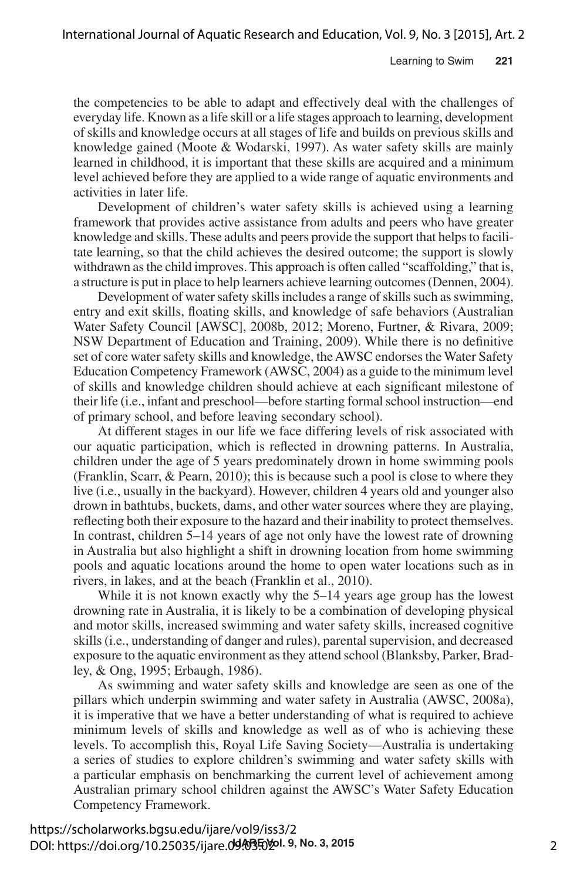the competencies to be able to adapt and effectively deal with the challenges of everyday life. Known as a life skill or a life stages approach to learning, development of skills and knowledge occurs at all stages of life and builds on previous skills and knowledge gained (Moote & Wodarski, 1997). As water safety skills are mainly learned in childhood, it is important that these skills are acquired and a minimum level achieved before they are applied to a wide range of aquatic environments and activities in later life.

Development of children's water safety skills is achieved using a learning framework that provides active assistance from adults and peers who have greater knowledge and skills. These adults and peers provide the support that helps to facilitate learning, so that the child achieves the desired outcome; the support is slowly withdrawn as the child improves. This approach is often called "scaffolding," that is, a structure is put in place to help learners achieve learning outcomes (Dennen, 2004).

Development of water safety skills includes a range of skills such as swimming, entry and exit skills, floating skills, and knowledge of safe behaviors (Australian Water Safety Council [AWSC], 2008b, 2012; Moreno, Furtner, & Rivara, 2009; NSW Department of Education and Training, 2009). While there is no definitive set of core water safety skills and knowledge, the AWSC endorses the Water Safety Education Competency Framework (AWSC, 2004) as a guide to the minimum level of skills and knowledge children should achieve at each significant milestone of their life (i.e., infant and preschool—before starting formal school instruction—end of primary school, and before leaving secondary school).

At different stages in our life we face differing levels of risk associated with our aquatic participation, which is reflected in drowning patterns. In Australia, children under the age of 5 years predominately drown in home swimming pools (Franklin, Scarr, & Pearn, 2010); this is because such a pool is close to where they live (i.e., usually in the backyard). However, children 4 years old and younger also drown in bathtubs, buckets, dams, and other water sources where they are playing, reflecting both their exposure to the hazard and their inability to protect themselves. In contrast, children 5–14 years of age not only have the lowest rate of drowning in Australia but also highlight a shift in drowning location from home swimming pools and aquatic locations around the home to open water locations such as in rivers, in lakes, and at the beach (Franklin et al., 2010).

While it is not known exactly why the 5–14 years age group has the lowest drowning rate in Australia, it is likely to be a combination of developing physical and motor skills, increased swimming and water safety skills, increased cognitive skills (i.e., understanding of danger and rules), parental supervision, and decreased exposure to the aquatic environment as they attend school (Blanksby, Parker, Bradley, & Ong, 1995; Erbaugh, 1986).

As swimming and water safety skills and knowledge are seen as one of the pillars which underpin swimming and water safety in Australia (AWSC, 2008a), it is imperative that we have a better understanding of what is required to achieve minimum levels of skills and knowledge as well as of who is achieving these levels. To accomplish this, Royal Life Saving Society—Australia is undertaking a series of studies to explore children's swimming and water safety skills with a particular emphasis on benchmarking the current level of achievement among Australian primary school children against the AWSC's Water Safety Education Competency Framework.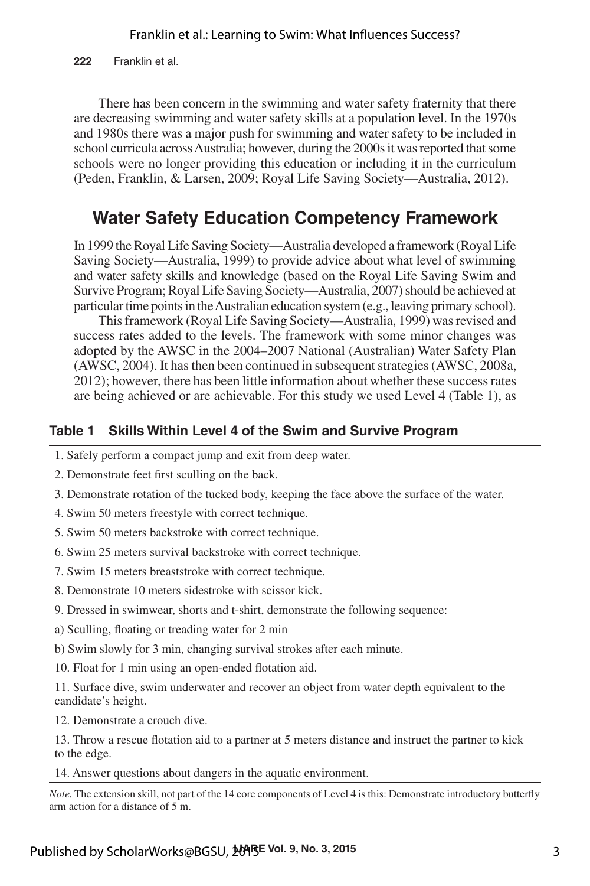There has been concern in the swimming and water safety fraternity that there are decreasing swimming and water safety skills at a population level. In the 1970s and 1980s there was a major push for swimming and water safety to be included in school curricula across Australia; however, during the 2000s it was reported that some schools were no longer providing this education or including it in the curriculum (Peden, Franklin, & Larsen, 2009; Royal Life Saving Society—Australia, 2012).

## Water Safety Education Competency Framework

In 1999 the Royal Life Saving Society—Australia developed a framework (Royal Life Saving Society—Australia, 1999) to provide advice about what level of swimming and water safety skills and knowledge (based on the Royal Life Saving Swim and Survive Program; Royal Life Saving Society—Australia, 2007) should be achieved at particular time points in the Australian education system (e.g., leaving primary school).

This framework (Royal Life Saving Society—Australia, 1999) was revised and success rates added to the levels. The framework with some minor changes was adopted by the AWSC in the 2004–2007 National (Australian) Water Safety Plan (AWSC, 2004). It has then been continued in subsequent strategies (AWSC, 2008a, 2012); however, there has been little information about whether these success rates are being achieved or are achievable. For this study we used Level 4 (Table 1), as

**Table 1 Skills Within Level 4 of the Swim and Survive Program**

| |
|---|
| 1. Safely perform a compact jump and exit from deep water. |
| 2. Demonstrate feet first sculling on the back. |
| 3. Demonstrate rotation of the tucked body, keeping the face above the surface of the water. |
| 4. Swim 50 meters freestyle with correct technique. |
| 5. Swim 50 meters backstroke with correct technique. |
| 6. Swim 25 meters survival backstroke with correct technique. |
| 7. Swim 15 meters breaststroke with correct technique. |
| 8. Demonstrate 10 meters sidestroke with scissor kick. |
| 9. Dressed in swimwear, shorts and t-shirt, demonstrate the following sequence: |
| a) Sculling, floating or treading water for 2 min |
| b) Swim slowly for 3 min, changing survival strokes after each minute. |
| 10. Float for 1 min using an open-ended flotation aid. |
| 11. Surface dive, swim underwater and recover an object from water depth equivalent to the candidate's height. |
| 12. Demonstrate a crouch dive. |
| 13. Throw a rescue flotation aid to a partner at 5 meters distance and instruct the partner to kick to the edge. |
| 14. Answer questions about dangers in the aquatic environment. |

*Note.* The extension skill, not part of the 14 core components of Level 4 is this: Demonstrate introductory butterfly arm action for a distance of 5 m.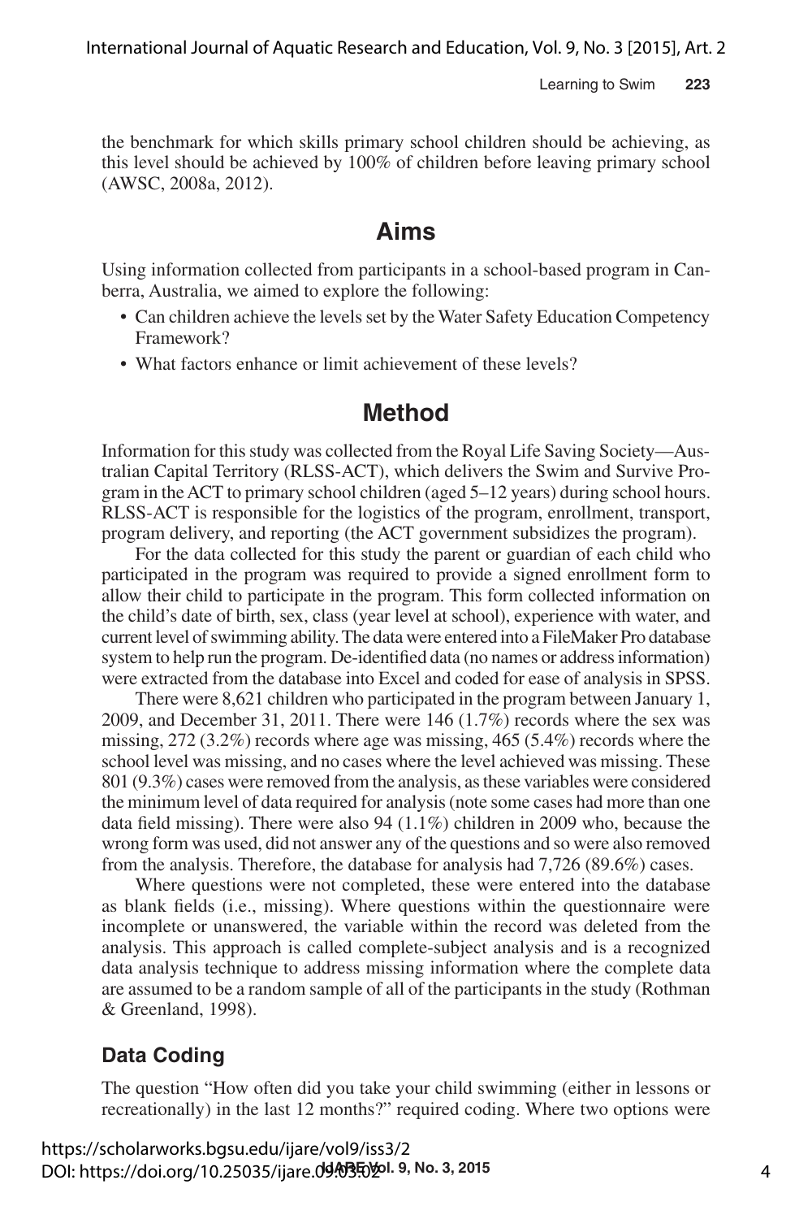the benchmark for which skills primary school children should be achieving, as this level should be achieved by 100% of children before leaving primary school (AWSC, 2008a, 2012).

## Aims

Using information collected from participants in a school-based program in Canberra, Australia, we aimed to explore the following:

- Can children achieve the levels set by the Water Safety Education Competency Framework?
- What factors enhance or limit achievement of these levels?

## Method

Information for this study was collected from the Royal Life Saving Society—Australian Capital Territory (RLSS-ACT), which delivers the Swim and Survive Program in the ACT to primary school children (aged 5–12 years) during school hours. RLSS-ACT is responsible for the logistics of the program, enrollment, transport, program delivery, and reporting (the ACT government subsidizes the program).

For the data collected for this study the parent or guardian of each child who participated in the program was required to provide a signed enrollment form to allow their child to participate in the program. This form collected information on the child's date of birth, sex, class (year level at school), experience with water, and current level of swimming ability. The data were entered into a FileMaker Pro database system to help run the program. De-identified data (no names or address information) were extracted from the database into Excel and coded for ease of analysis in SPSS.

There were 8,621 children who participated in the program between January 1, 2009, and December 31, 2011. There were 146 (1.7%) records where the sex was missing, 272 (3.2%) records where age was missing, 465 (5.4%) records where the school level was missing, and no cases where the level achieved was missing. These 801 (9.3%) cases were removed from the analysis, as these variables were considered the minimum level of data required for analysis (note some cases had more than one data field missing). There were also 94 (1.1%) children in 2009 who, because the wrong form was used, did not answer any of the questions and so were also removed from the analysis. Therefore, the database for analysis had 7,726 (89.6%) cases.

Where questions were not completed, these were entered into the database as blank fields (i.e., missing). Where questions within the questionnaire were incomplete or unanswered, the variable within the record was deleted from the analysis. This approach is called complete-subject analysis and is a recognized data analysis technique to address missing information where the complete data are assumed to be a random sample of all of the participants in the study (Rothman & Greenland, 1998).

### Data Coding

The question "How often did you take your child swimming (either in lessons or recreationally) in the last 12 months?" required coding. Where two options were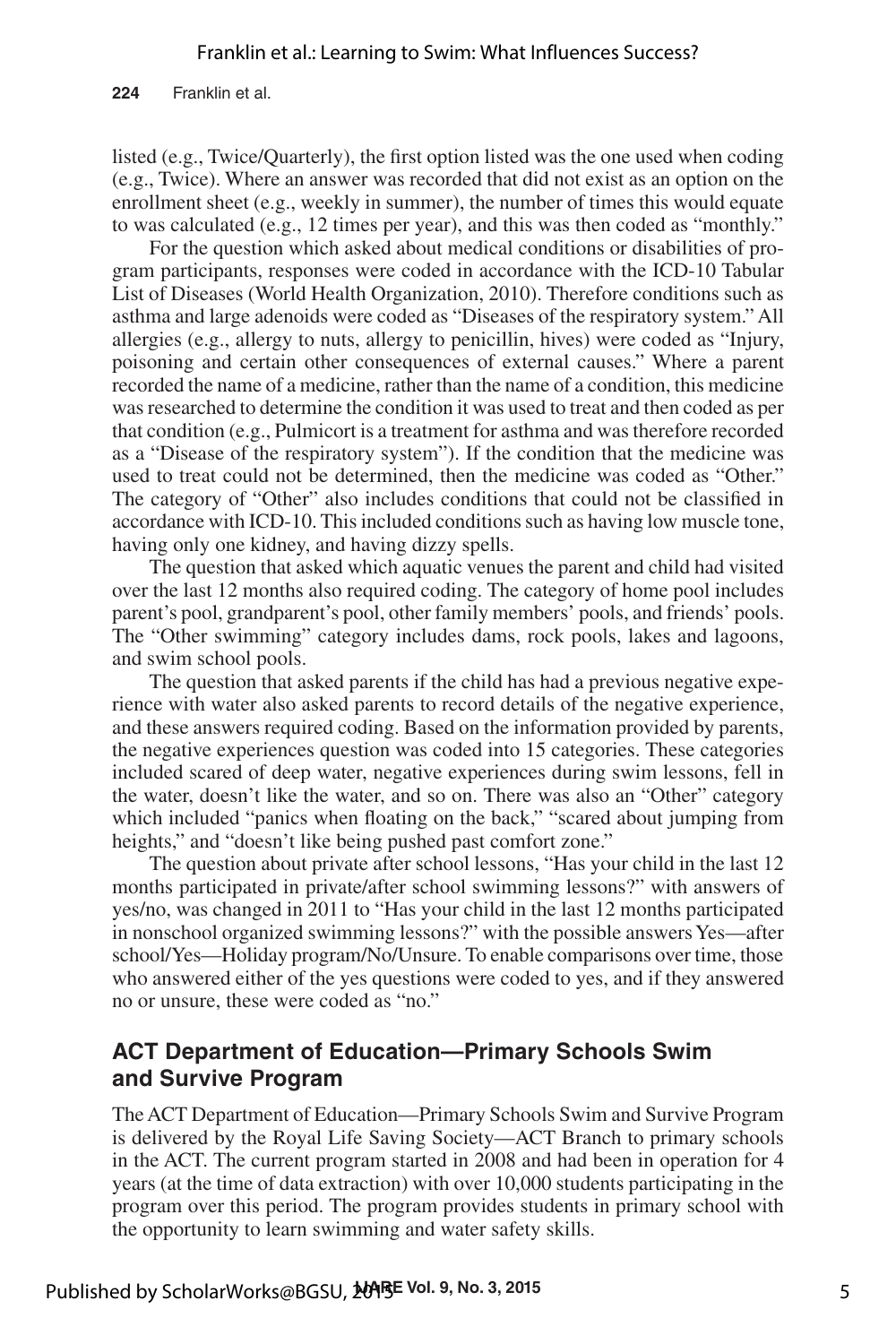listed (e.g., Twice/Quarterly), the first option listed was the one used when coding (e.g., Twice). Where an answer was recorded that did not exist as an option on the enrollment sheet (e.g., weekly in summer), the number of times this would equate to was calculated (e.g., 12 times per year), and this was then coded as "monthly."

For the question which asked about medical conditions or disabilities of program participants, responses were coded in accordance with the ICD-10 Tabular List of Diseases (World Health Organization, 2010). Therefore conditions such as asthma and large adenoids were coded as "Diseases of the respiratory system." All allergies (e.g., allergy to nuts, allergy to penicillin, hives) were coded as "Injury, poisoning and certain other consequences of external causes." Where a parent recorded the name of a medicine, rather than the name of a condition, this medicine was researched to determine the condition it was used to treat and then coded as per that condition (e.g., Pulmicort is a treatment for asthma and was therefore recorded as a "Disease of the respiratory system"). If the condition that the medicine was used to treat could not be determined, then the medicine was coded as "Other." The category of "Other" also includes conditions that could not be classified in accordance with ICD-10. This included conditions such as having low muscle tone, having only one kidney, and having dizzy spells.

The question that asked which aquatic venues the parent and child had visited over the last 12 months also required coding. The category of home pool includes parent's pool, grandparent's pool, other family members' pools, and friends' pools. The "Other swimming" category includes dams, rock pools, lakes and lagoons, and swim school pools.

The question that asked parents if the child has had a previous negative experience with water also asked parents to record details of the negative experience, and these answers required coding. Based on the information provided by parents, the negative experiences question was coded into 15 categories. These categories included scared of deep water, negative experiences during swim lessons, fell in the water, doesn't like the water, and so on. There was also an "Other" category which included "panics when floating on the back," "scared about jumping from heights," and "doesn't like being pushed past comfort zone."

The question about private after school lessons, "Has your child in the last 12 months participated in private/after school swimming lessons?" with answers of yes/no, was changed in 2011 to "Has your child in the last 12 months participated in nonschool organized swimming lessons?" with the possible answers Yes—after school/Yes—Holiday program/No/Unsure. To enable comparisons over time, those who answered either of the yes questions were coded to yes, and if they answered no or unsure, these were coded as "no."

## ACT Department of Education—Primary Schools Swim and Survive Program

The ACT Department of Education—Primary Schools Swim and Survive Program is delivered by the Royal Life Saving Society—ACT Branch to primary schools in the ACT. The current program started in 2008 and had been in operation for 4 years (at the time of data extraction) with over 10,000 students participating in the program over this period. The program provides students in primary school with the opportunity to learn swimming and water safety skills.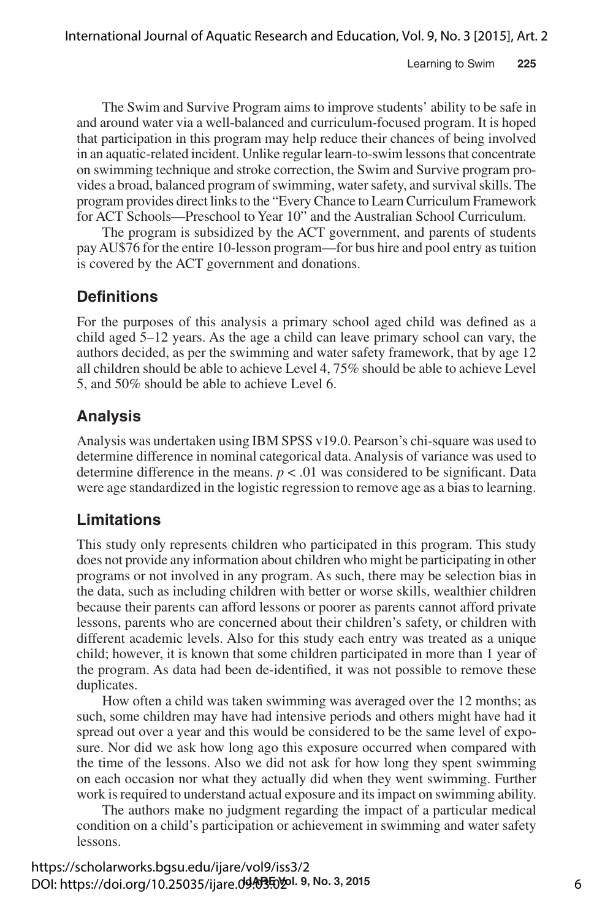The Swim and Survive Program aims to improve students' ability to be safe in and around water via a well-balanced and curriculum-focused program. It is hoped that participation in this program may help reduce their chances of being involved in an aquatic-related incident. Unlike regular learn-to-swim lessons that concentrate on swimming technique and stroke correction, the Swim and Survive program provides a broad, balanced program of swimming, water safety, and survival skills. The program provides direct links to the "Every Chance to Learn Curriculum Framework for ACT Schools—Preschool to Year 10" and the Australian School Curriculum.

The program is subsidized by the ACT government, and parents of students pay AU$76 for the entire 10-lesson program—for bus hire and pool entry as tuition is covered by the ACT government and donations.

## Definitions

For the purposes of this analysis a primary school aged child was defined as a child aged 5–12 years. As the age a child can leave primary school can vary, the authors decided, as per the swimming and water safety framework, that by age 12 all children should be able to achieve Level 4, 75% should be able to achieve Level 5, and 50% should be able to achieve Level 6.

## Analysis

Analysis was undertaken using IBM SPSS v19.0. Pearson's chi-square was used to determine difference in nominal categorical data. Analysis of variance was used to determine difference in the means. $p < .01$ was considered to be significant. Data were age standardized in the logistic regression to remove age as a bias to learning.

## Limitations

This study only represents children who participated in this program. This study does not provide any information about children who might be participating in other programs or not involved in any program. As such, there may be selection bias in the data, such as including children with better or worse skills, wealthier children because their parents can afford lessons or poorer as parents cannot afford private lessons, parents who are concerned about their children's safety, or children with different academic levels. Also for this study each entry was treated as a unique child; however, it is known that some children participated in more than 1 year of the program. As data had been de-identified, it was not possible to remove these duplicates.

How often a child was taken swimming was averaged over the 12 months; as such, some children may have had intensive periods and others might have had it spread out over a year and this would be considered to be the same level of exposure. Nor did we ask how long ago this exposure occurred when compared with the time of the lessons. Also we did not ask for how long they spent swimming on each occasion nor what they actually did when they went swimming. Further work is required to understand actual exposure and its impact on swimming ability.

The authors make no judgment regarding the impact of a particular medical condition on a child's participation or achievement in swimming and water safety lessons.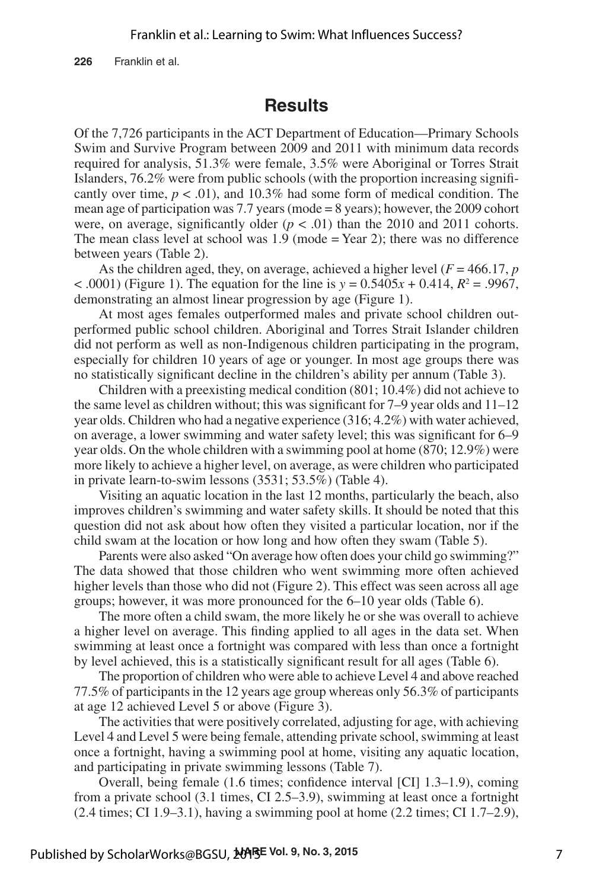## Results

Of the 7,726 participants in the ACT Department of Education—Primary Schools Swim and Survive Program between 2009 and 2011 with minimum data records required for analysis, 51.3% were female, 3.5% were Aboriginal or Torres Strait Islanders, 76.2% were from public schools (with the proportion increasing significantly over time, $p < .01$), and 10.3% had some form of medical condition. The mean age of participation was 7.7 years (mode = 8 years); however, the 2009 cohort were, on average, significantly older ($p < .01$) than the 2010 and 2011 cohorts. The mean class level at school was 1.9 (mode = Year 2); there was no difference between years (Table 2).

As the children aged, they, on average, achieved a higher level ($F = 466.17$, $p < .0001$) (Figure 1). The equation for the line is $y = 0.5405x + 0.414$, $R^2 = .9967$, demonstrating an almost linear progression by age (Figure 1).

At most ages females outperformed males and private school children outperformed public school children. Aboriginal and Torres Strait Islander children did not perform as well as non-Indigenous children participating in the program, especially for children 10 years of age or younger. In most age groups there was no statistically significant decline in the children's ability per annum (Table 3).

Children with a preexisting medical condition (801; 10.4%) did not achieve to the same level as children without; this was significant for 7–9 year olds and 11–12 year olds. Children who had a negative experience (316; 4.2%) with water achieved, on average, a lower swimming and water safety level; this was significant for 6–9 year olds. On the whole children with a swimming pool at home (870; 12.9%) were more likely to achieve a higher level, on average, as were children who participated in private learn-to-swim lessons (3531; 53.5%) (Table 4).

Visiting an aquatic location in the last 12 months, particularly the beach, also improves children's swimming and water safety skills. It should be noted that this question did not ask about how often they visited a particular location, nor if the child swam at the location or how long and how often they swam (Table 5).

Parents were also asked "On average how often does your child go swimming?" The data showed that those children who went swimming more often achieved higher levels than those who did not (Figure 2). This effect was seen across all age groups; however, it was more pronounced for the 6–10 year olds (Table 6).

The more often a child swam, the more likely he or she was overall to achieve a higher level on average. This finding applied to all ages in the data set. When swimming at least once a fortnight was compared with less than once a fortnight by level achieved, this is a statistically significant result for all ages (Table 6).

The proportion of children who were able to achieve Level 4 and above reached 77.5% of participants in the 12 years age group whereas only 56.3% of participants at age 12 achieved Level 5 or above (Figure 3).

The activities that were positively correlated, adjusting for age, with achieving Level 4 and Level 5 were being female, attending private school, swimming at least once a fortnight, having a swimming pool at home, visiting any aquatic location, and participating in private swimming lessons (Table 7).

Overall, being female (1.6 times; confidence interval [CI] 1.3–1.9), coming from a private school (3.1 times, CI 2.5–3.9), swimming at least once a fortnight (2.4 times; CI 1.9–3.1), having a swimming pool at home (2.2 times; CI 1.7–2.9),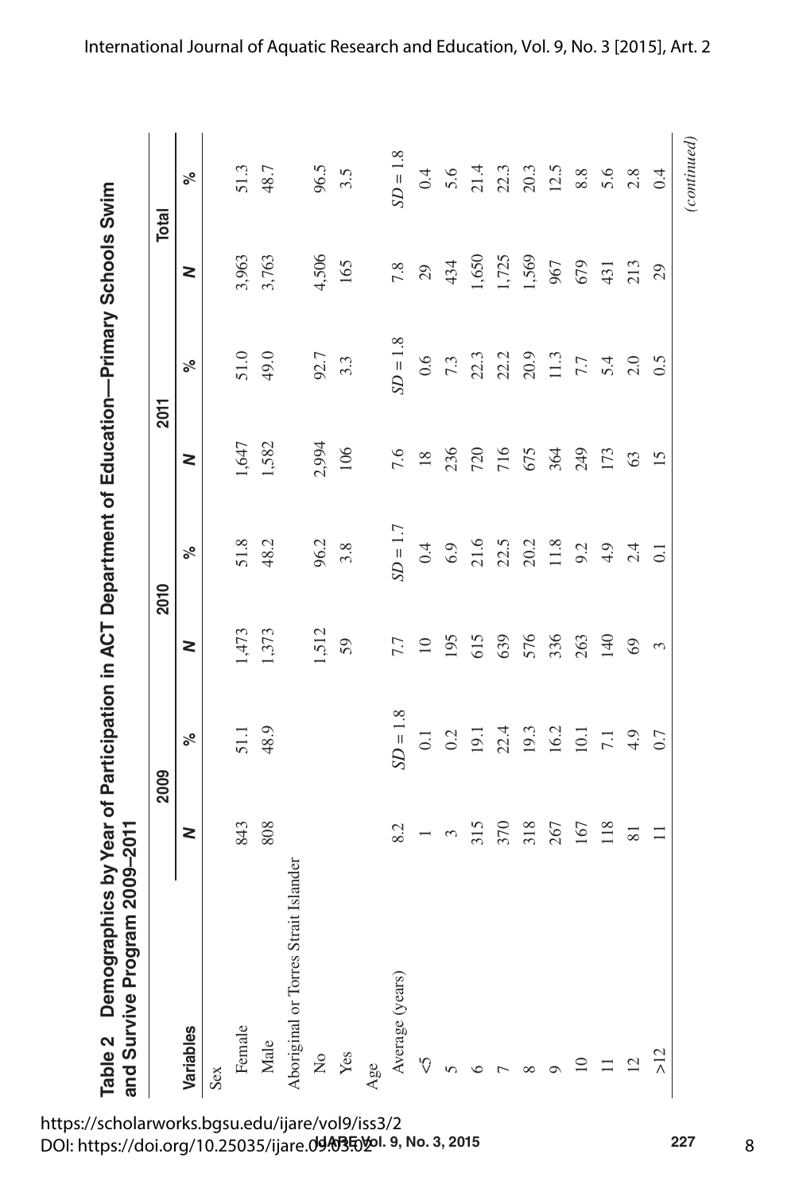**Table 2 Demographics by Year of Participation in ACT Department of Education—Primary Schools Swim and Survive Program 2009–2011**

| Variables | 2009 | | 2010 | | 2011 | | Total | |
|---|---|---|---|---|---|---|---|---|
| | *N* | % | *N* | % | *N* | % | *N* | % |
| Sex | | | | | | | | |
| Female | 843 | 51.1 | 1,473 | 51.8 | 1,647 | 51.0 | 3,963 | 51.3 |
| Male | 808 | 48.9 | 1,373 | 48.2 | 1,582 | 49.0 | 3,763 | 48.7 |
| Aboriginal or Torres Strait Islander | | | | | | | | |
| No | | | 1,512 | 96.2 | 2,994 | 92.7 | 4,506 | 96.5 |
| Yes | | | 59 | 3.8 | 106 | 3.3 | 165 | 3.5 |
| Age | | | | | | | | |
| Average (years) | 8.2 | *SD* = 1.8 | 7.7 | *SD* = 1.7 | 7.6 | *SD* = 1.8 | 7.8 | *SD* = 1.8 |
| <5 | 1 | 0.1 | 10 | 0.4 | 18 | 0.6 | 29 | 0.4 |
| 5 | 3 | 0.2 | 195 | 6.9 | 236 | 7.3 | 434 | 5.6 |
| 6 | 315 | 19.1 | 615 | 21.6 | 720 | 22.3 | 1,650 | 21.4 |
| 7 | 370 | 22.4 | 639 | 22.5 | 716 | 22.2 | 1,725 | 22.3 |
| 8 | 318 | 19.3 | 576 | 20.2 | 675 | 20.9 | 1,569 | 20.3 |
| 9 | 267 | 16.2 | 336 | 11.8 | 364 | 11.3 | 967 | 12.5 |
| 10 | 167 | 10.1 | 263 | 9.2 | 249 | 7.7 | 679 | 8.8 |
| 11 | 118 | 7.1 | 140 | 4.9 | 173 | 5.4 | 431 | 5.6 |
| 12 | 81 | 4.9 | 69 | 2.4 | 63 | 2.0 | 213 | 2.8 |
| >12 | 11 | 0.7 | 3 | 0.1 | 15 | 0.5 | 29 | 0.4 |

*(continued)*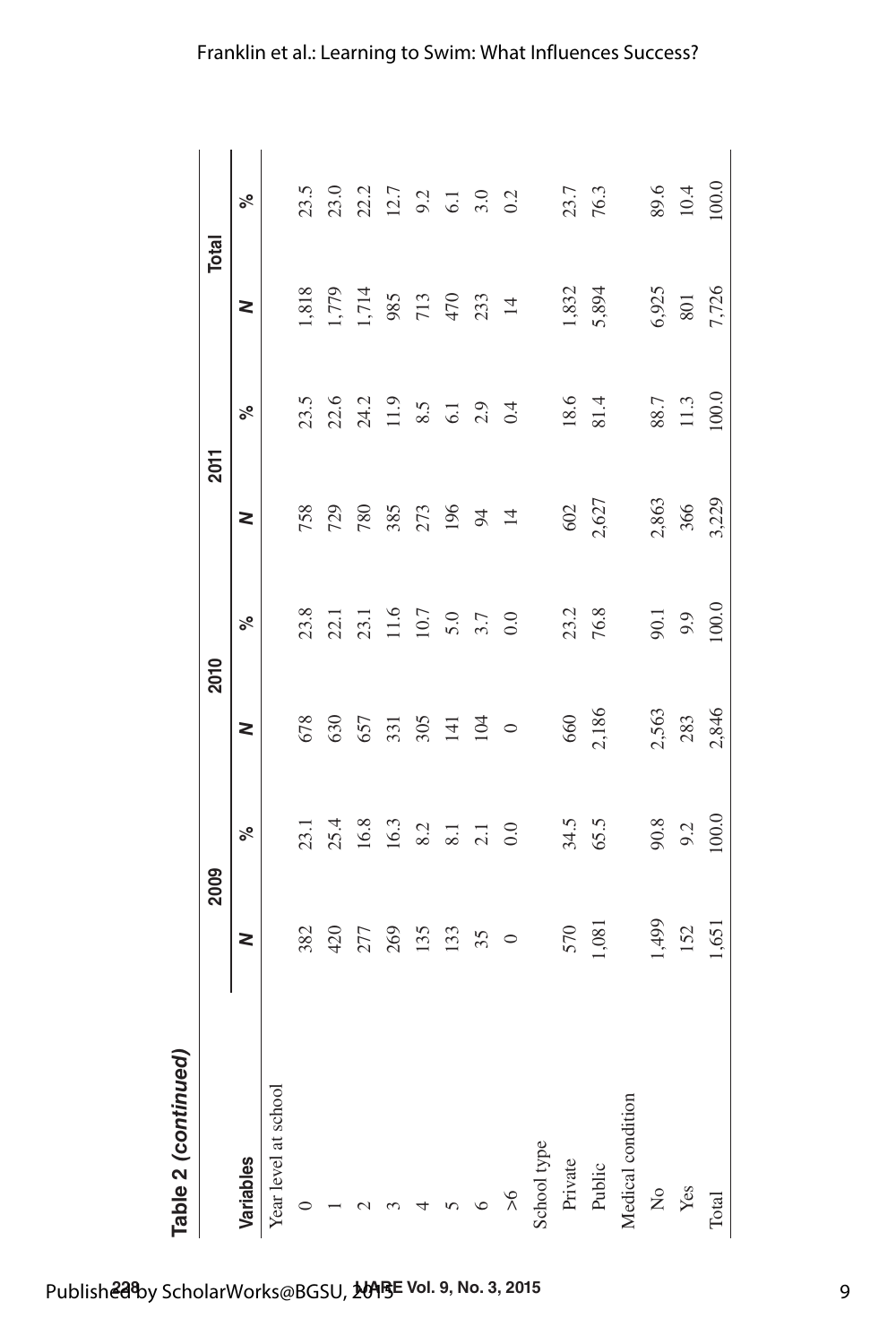**Table 2 (continued)**

| Variables | 2009 | | 2010 | | 2011 | | Total | |
|---|---|---|---|---|---|---|---|---|
| | *N* | % | *N* | % | *N* | % | *N* | % |
| Year level at school | | | | | | | | |
| 0 | 382 | 23.1 | 678 | 23.8 | 758 | 23.5 | 1,818 | 23.5 |
| 1 | 420 | 25.4 | 630 | 22.1 | 729 | 22.6 | 1,779 | 23.0 |
| 2 | 277 | 16.8 | 657 | 23.1 | 780 | 24.2 | 1,714 | 22.2 |
| 3 | 269 | 16.3 | 331 | 11.6 | 385 | 11.9 | 985 | 12.7 |
| 4 | 135 | 8.2 | 305 | 10.7 | 273 | 8.5 | 713 | 9.2 |
| 5 | 133 | 8.1 | 141 | 5.0 | 196 | 6.1 | 470 | 6.1 |
| 6 | 35 | 2.1 | 104 | 3.7 | 94 | 2.9 | 233 | 3.0 |
| >6 | 0 | 0.0 | 0 | 0.0 | 14 | 0.4 | 14 | 0.2 |
| School type | | | | | | | | |
| Private | 570 | 34.5 | 660 | 23.2 | 602 | 18.6 | 1,832 | 23.7 |
| Public | 1,081 | 65.5 | 2,186 | 76.8 | 2,627 | 81.4 | 5,894 | 76.3 |
| Medical condition | | | | | | | | |
| No | 1,499 | 90.8 | 2,563 | 90.1 | 2,863 | 88.7 | 6,925 | 89.6 |
| Yes | 152 | 9.2 | 283 | 9.9 | 366 | 11.3 | 801 | 10.4 |
| Total | 1,651 | 100.0 | 2,846 | 100.0 | 3,229 | 100.0 | 7,726 | 100.0 |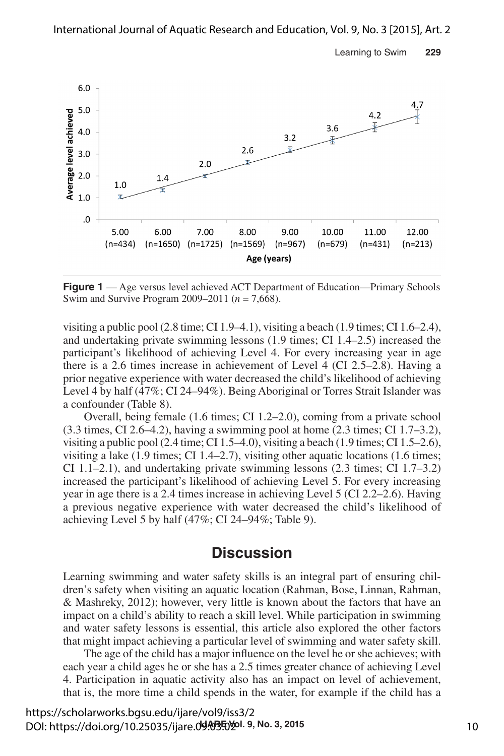**Figure 1** — Age versus level achieved ACT Department of Education—Primary Schools Swim and Survive Program 2009–2011 ($n$ = 7,668).

visiting a public pool (2.8 time; CI 1.9–4.1), visiting a beach (1.9 times; CI 1.6–2.4), and undertaking private swimming lessons (1.9 times; CI 1.4–2.5) increased the participant's likelihood of achieving Level 4. For every increasing year in age there is a 2.6 times increase in achievement of Level 4 (CI 2.5–2.8). Having a prior negative experience with water decreased the child's likelihood of achieving Level 4 by half (47%; CI 24–94%). Being Aboriginal or Torres Strait Islander was a confounder (Table 8).

Overall, being female (1.6 times; CI 1.2–2.0), coming from a private school (3.3 times, CI 2.6–4.2), having a swimming pool at home (2.3 times; CI 1.7–3.2), visiting a public pool (2.4 time; CI 1.5–4.0), visiting a beach (1.9 times; CI 1.5–2.6), visiting a lake (1.9 times; CI 1.4–2.7), visiting other aquatic locations (1.6 times; CI 1.1–2.1), and undertaking private swimming lessons (2.3 times; CI 1.7–3.2) increased the participant's likelihood of achieving Level 5. For every increasing year in age there is a 2.4 times increase in achieving Level 5 (CI 2.2–2.6). Having a previous negative experience with water decreased the child's likelihood of achieving Level 5 by half (47%; CI 24–94%; Table 9).

## Discussion

Learning swimming and water safety skills is an integral part of ensuring children's safety when visiting an aquatic location (Rahman, Bose, Linnan, Rahman, & Mashreky, 2012); however, very little is known about the factors that have an impact on a child's ability to reach a skill level. While participation in swimming and water safety lessons is essential, this article also explored the other factors that might impact achieving a particular level of swimming and water safety skill.

The age of the child has a major influence on the level he or she achieves; with each year a child ages he or she has a 2.5 times greater chance of achieving Level 4. Participation in aquatic activity also has an impact on level of achievement, that is, the more time a child spends in the water, for example if the child has a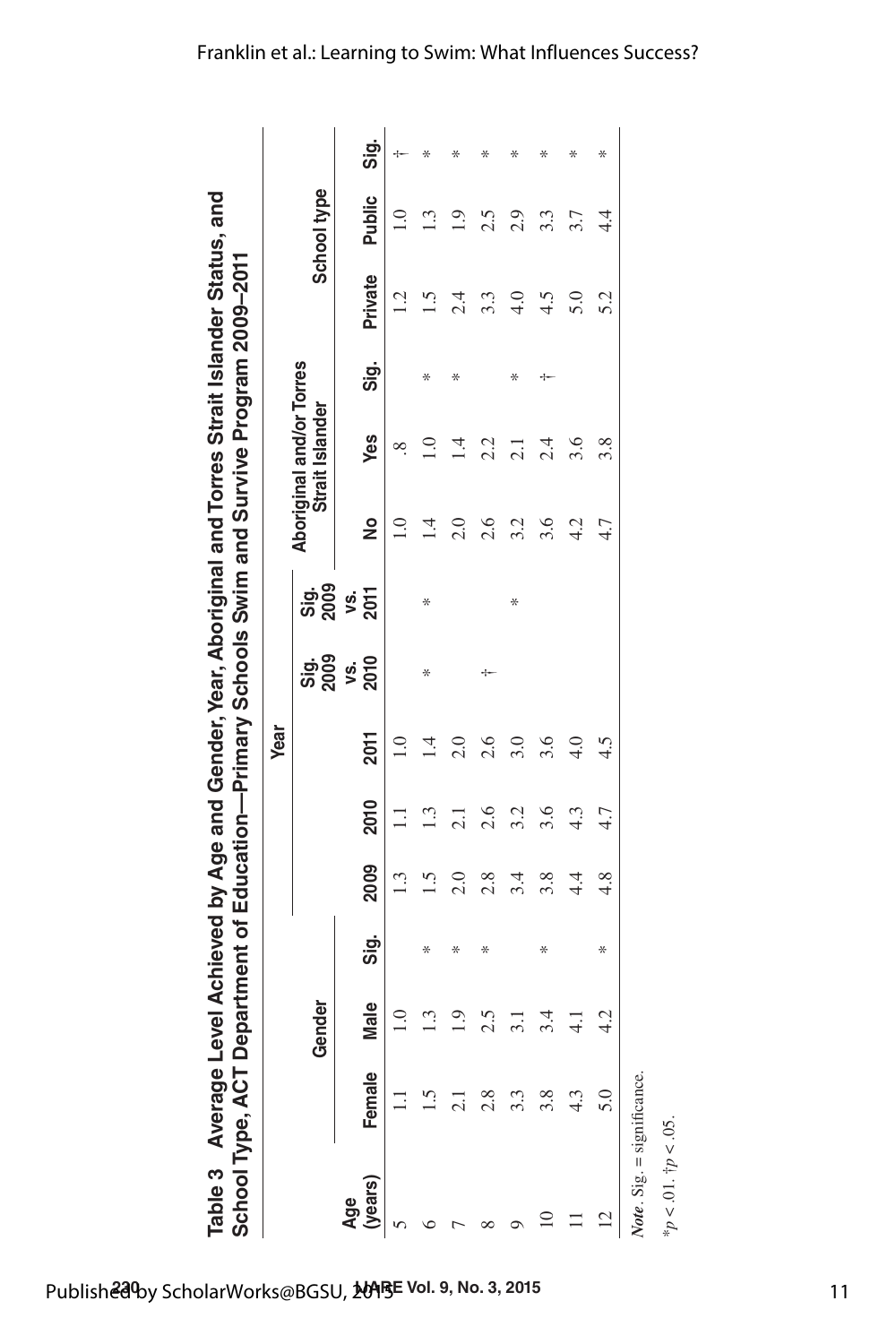**Table 3 Average Level Achieved by Age and Gender, Year, Aboriginal and Torres Strait Islander Status, and School Type, ACT Department of Education—Primary Schools Swim and Survive Program 2009–2011**

| Age (years) | Gender | | | Year | | | | | Aboriginal and/or Torres Strait Islander | | | School type | | |
|---|---|---|---|---|---|---|---|---|---|---|---|---|---|---|
| | Female | Male | Sig. | 2009 | 2010 | 2011 | Sig. 2009 vs. 2010 | Sig. 2009 vs. 2011 | No | Yes | Sig. | Private | Public | Sig. |
| 5 | 1.1 | 1.0 | | 1.3 | 1.1 | 1.0 | | | 1.0 | .8 | | 1.2 | 1.0 | † |
| 6 | 1.5 | 1.3 | * | 1.5 | 1.3 | 1.4 | * | * | 1.4 | 1.0 | * | 1.5 | 1.3 | * |
| 7 | 2.1 | 1.9 | * | 2.0 | 2.1 | 2.0 | | | 2.0 | 1.4 | * | 2.4 | 1.9 | * |
| 8 | 2.8 | 2.5 | * | 2.8 | 2.6 | 2.6 | † | | 2.6 | 2.2 | | 3.3 | 2.5 | * |
| 9 | 3.3 | 3.1 | | 3.4 | 3.2 | 3.0 | | * | 3.2 | 2.1 | * | 4.0 | 2.9 | * |
| 10 | 3.8 | 3.4 | * | 3.8 | 3.6 | 3.6 | | | 3.6 | 2.4 | † | 4.5 | 3.3 | * |
| 11 | 4.3 | 4.1 | | 4.4 | 4.3 | 4.0 | | | 4.2 | 3.6 | | 5.0 | 3.7 | * |
| 12 | 5.0 | 4.2 | * | 4.8 | 4.7 | 4.5 | | | 4.7 | 3.8 | | 5.2 | 4.4 | * |

*Note*. Sig. = significance.

*$p < .01$. †$p < .05$.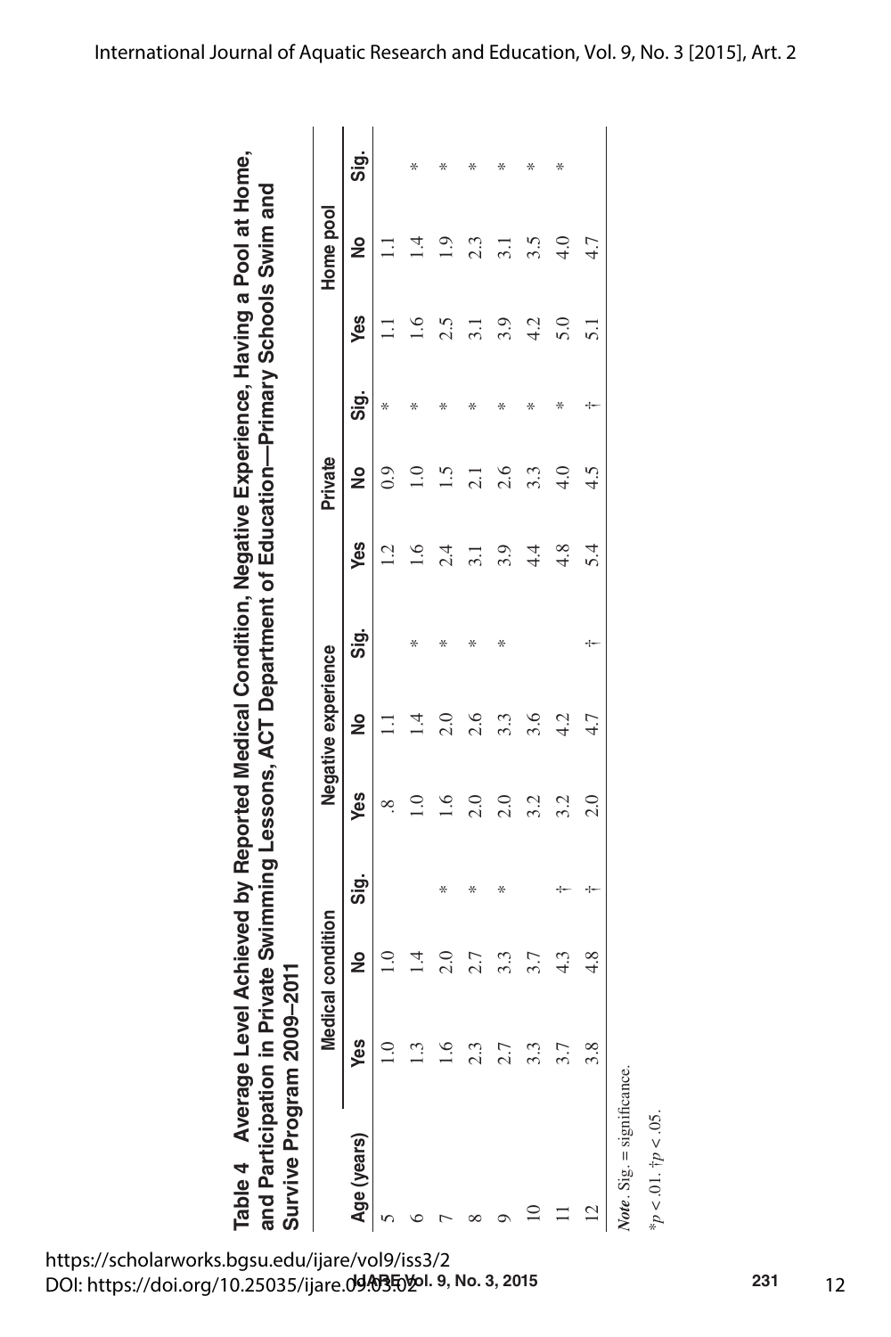**Table 4 Average Level Achieved by Reported Medical Condition, Negative Experience, Having a Pool at Home, and Participation in Private Swimming Lessons, ACT Department of Education—Primary Schools Swim and Survive Program 2009–2011**

| Age (years) | Medical condition | | | Negative experience | | | Private | | | Home pool | | |
|---|---|---|---|---|---|---|---|---|---|---|---|---|
| | Yes | No | Sig. | Yes | No | Sig. | Yes | No | Sig. | Yes | No | Sig. |
| 5 | 1.0 | 1.0 | | .8 | 1.1 | | 1.2 | 0.9 | * | 1.1 | 1.1 | |
| 6 | 1.3 | 1.4 | | 1.0 | 1.4 | * | 1.6 | 1.0 | * | 1.6 | 1.4 | * |
| 7 | 1.6 | 2.0 | * | 1.6 | 2.0 | * | 2.4 | 1.5 | * | 2.5 | 1.9 | * |
| 8 | 2.3 | 2.7 | * | 2.0 | 2.6 | * | 3.1 | 2.1 | * | 3.1 | 2.3 | * |
| 9 | 2.7 | 3.3 | * | 2.0 | 3.3 | * | 3.9 | 2.6 | * | 3.9 | 3.1 | * |
| 10 | 3.3 | 3.7 | | 3.2 | 3.6 | | 4.4 | 3.3 | * | 4.2 | 3.5 | * |
| 11 | 3.7 | 4.3 | † | 3.2 | 4.2 | | 4.8 | 4.0 | * | 5.0 | 4.0 | * |
| 12 | 3.8 | 4.8 | † | 2.0 | 4.7 | † | 5.4 | 4.5 | † | 5.1 | 4.7 | |

*Note*. Sig. = significance.

*$p < .01$. †$p < .05$.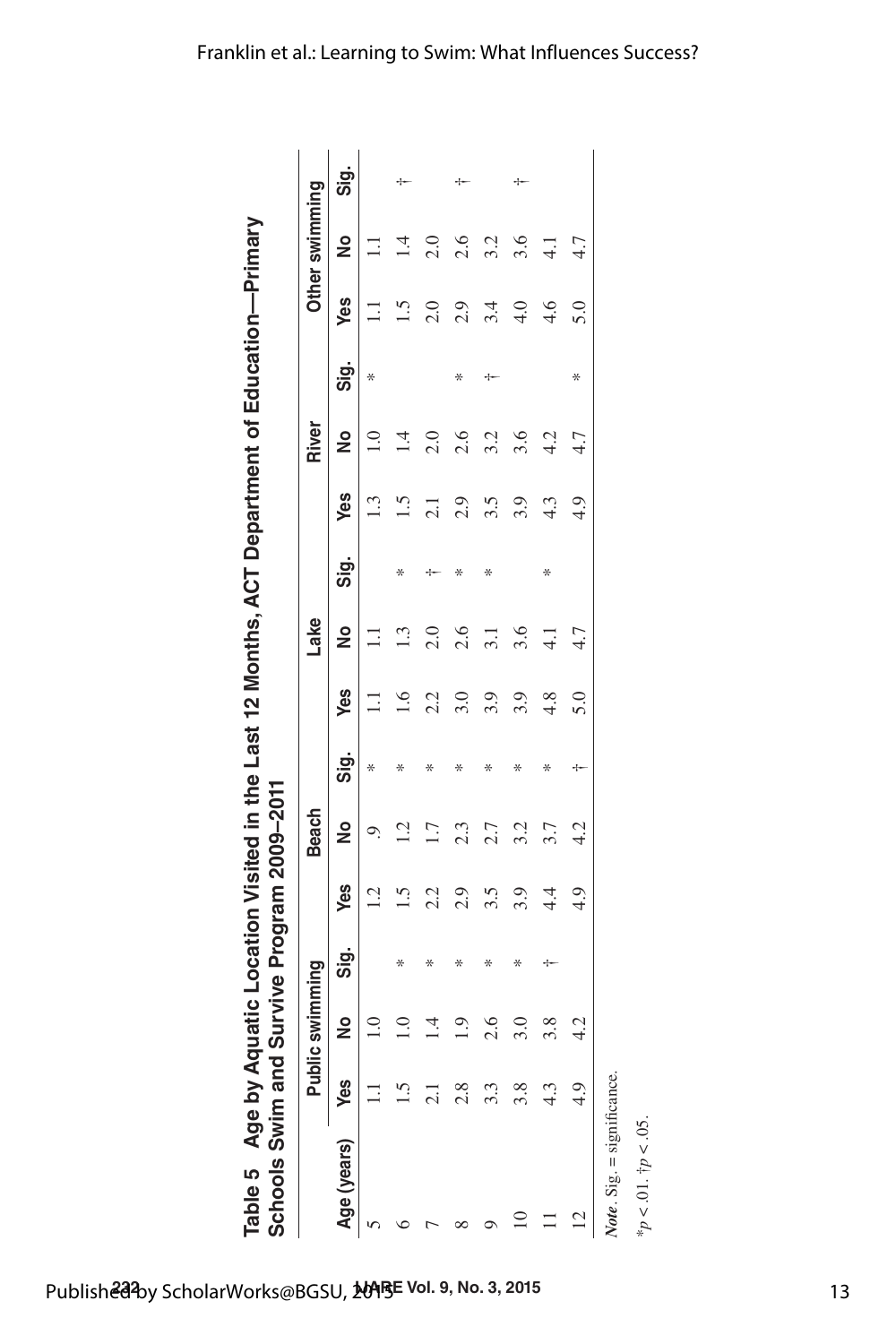**Table 5 Age by Aquatic Location Visited in the Last 12 Months, ACT Department of Education—Primary Schools Swim and Survive Program 2009–2011**

| | Public swimming | | | Beach | | | Lake | | | River | | | Other swimming | | |
|---|---|---|---|---|---|---|---|---|---|---|---|---|---|---|---|
| Age (years) | Yes | No | Sig. | Yes | No | Sig. | Yes | No | Sig. | Yes | No | Sig. | Yes | No | Sig. |
| 5 | 1.1 | 1.0 | | 1.2 | .9 | * | 1.1 | 1.1 | | 1.3 | 1.0 | * | 1.1 | 1.1 | |
| 6 | 1.5 | 1.0 | * | 1.5 | 1.2 | * | 1.6 | 1.3 | * | 1.5 | 1.4 | | 1.5 | 1.4 | † |
| 7 | 2.1 | 1.4 | * | 2.2 | 1.7 | * | 2.2 | 2.0 | † | 2.1 | 2.0 | | 2.0 | 2.0 | |
| 8 | 2.8 | 1.9 | * | 2.9 | 2.3 | * | 3.0 | 2.6 | * | 2.9 | 2.6 | * | 2.9 | 2.6 | † |
| 9 | 3.3 | 2.6 | * | 3.5 | 2.7 | * | 3.9 | 3.1 | * | 3.5 | 3.2 | † | 3.4 | 3.2 | |
| 10 | 3.8 | 3.0 | * | 3.9 | 3.2 | * | 3.9 | 3.6 | | 3.9 | 3.6 | | 4.0 | 3.6 | † |
| 11 | 4.3 | 3.8 | † | 4.4 | 3.7 | * | 4.8 | 4.1 | * | 4.3 | 4.2 | | 4.6 | 4.1 | |
| 12 | 4.9 | 4.2 | | 4.9 | 4.2 | † | 5.0 | 4.7 | | 4.9 | 4.7 | * | 5.0 | 4.7 | |

*Note*. Sig. = significance.

$*p < .01$. $†p < .05$.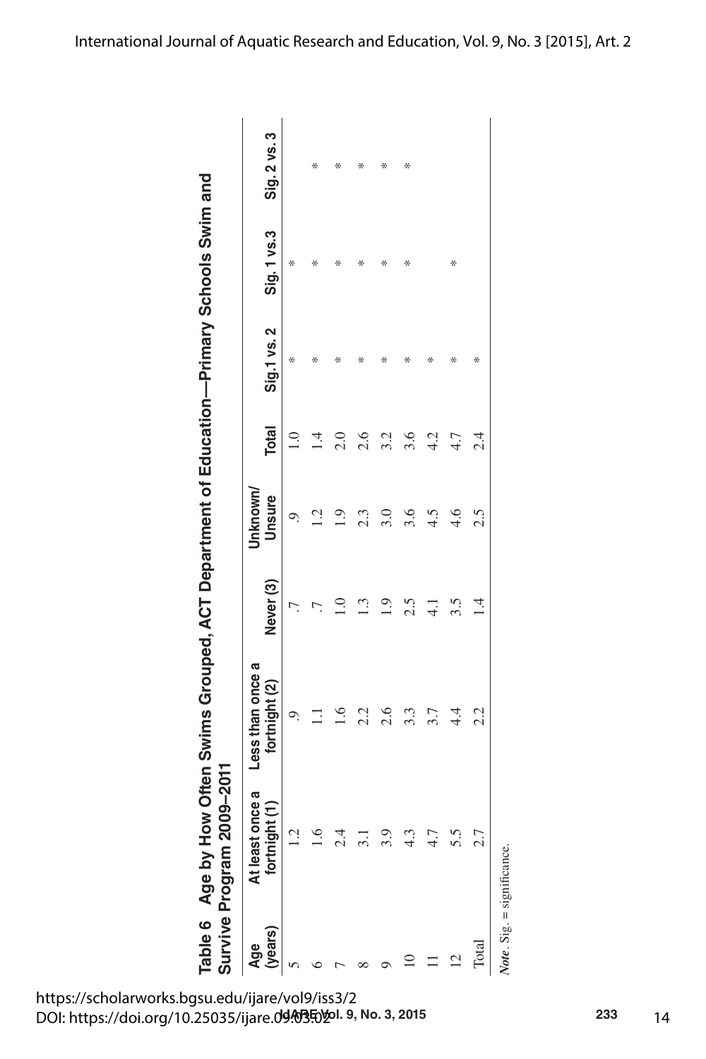**Table 6 Age by How Often Swims Grouped, ACT Department of Education—Primary Schools Swim and Survive Program 2009–2011**

| Age (years) | At least once a fortnight (1) | Less than once a fortnight (2) | Never (3) | Unknown/ Unsure | Total | Sig.1 vs. 2 | Sig. 1 vs.3 | Sig. 2 vs. 3 |
|---|---|---|---|---|---|---|---|---|
| 5 | 1.2 | .9 | .7 | .9 | 1.0 | * | * | |
| 6 | 1.6 | 1.1 | .7 | 1.2 | 1.4 | * | * | * |
| 7 | 2.4 | 1.6 | 1.0 | 1.9 | 2.0 | * | * | * |
| 8 | 3.1 | 2.2 | 1.3 | 2.3 | 2.6 | * | * | * |
| 9 | 3.9 | 2.6 | 1.9 | 3.0 | 3.2 | * | * | * |
| 10 | 4.3 | 3.3 | 2.5 | 3.6 | 3.6 | * | * | * |
| 11 | 4.7 | 3.7 | 4.1 | 4.5 | 4.2 | * | | |
| 12 | 5.5 | 4.4 | 3.5 | 4.6 | 4.7 | * | * | |
| Total | 2.7 | 2.2 | 1.4 | 2.5 | 2.4 | * | | |

*Note*. Sig. = significance.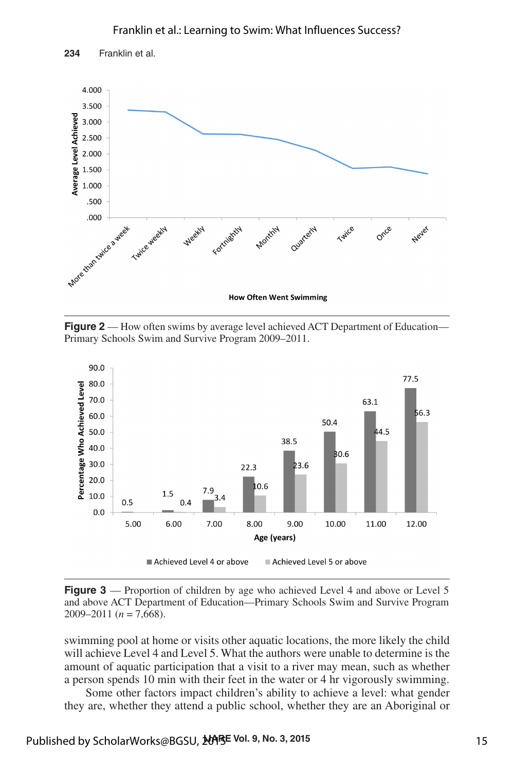Figure 2 — How often swims by average level achieved ACT Department of Education—Primary Schools Swim and Survive Program 2009–2011.

Figure 3 — Proportion of children by age who achieved Level 4 and above or Level 5 and above ACT Department of Education—Primary Schools Swim and Survive Program 2009–2011 ($n = 7{,}668$).

swimming pool at home or visits other aquatic locations, the more likely the child will achieve Level 4 and Level 5. What the authors were unable to determine is the amount of aquatic participation that a visit to a river may mean, such as whether a person spends 10 min with their feet in the water or 4 hr vigorously swimming.

Some other factors impact children's ability to achieve a level: what gender they are, whether they attend a public school, whether they are an Aboriginal or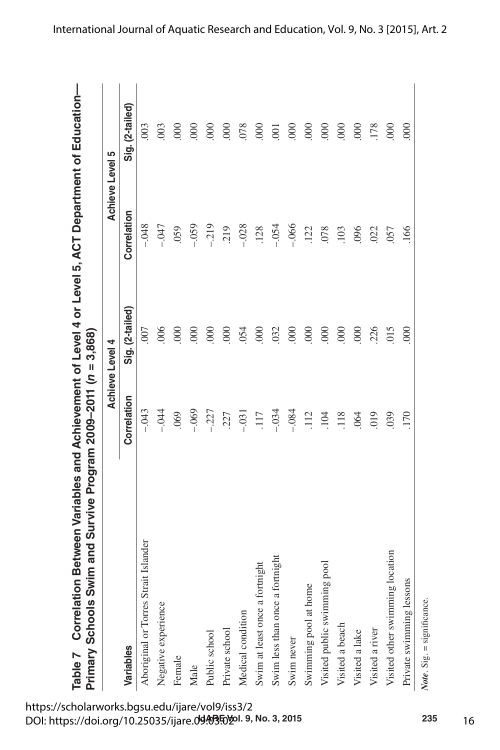**Table 7 Correlation Between Variables and Achievement of Level 4 or Level 5, ACT Department of Education—Primary Schools Swim and Survive Program 2009–2011 ($n$ = 3,868)**

| | Achieve Level 4 | | Achieve Level 5 | |
|---|---|---|---|---|
| **Variables** | **Correlation** | **Sig. (2-tailed)** | **Correlation** | **Sig. (2-tailed)** |
| Aboriginal or Torres Strait Islander | –.043 | .007 | –.048 | .003 |
| Negative experience | –.044 | .006 | –.047 | .003 |
| Female | .069 | .000 | .059 | .000 |
| Male | –.069 | .000 | –.059 | .000 |
| Public school | –.227 | .000 | –.219 | .000 |
| Private school | .227 | .000 | .219 | .000 |
| Medical condition | –.031 | .054 | –.028 | .078 |
| Swim at least once a fortnight | .117 | .000 | .128 | .000 |
| Swim less than once a fortnight | –.034 | .032 | –.054 | .001 |
| Swim never | –.084 | .000 | –.066 | .000 |
| Swimming pool at home | .112 | .000 | .122 | .000 |
| Visited public swimming pool | .104 | .000 | .078 | .000 |
| Visited a beach | .118 | .000 | .103 | .000 |
| Visited a lake | .064 | .000 | .096 | .000 |
| Visited a river | .019 | .226 | .022 | .178 |
| Visited other swimming location | .039 | .015 | .057 | .000 |
| Private swimming lessons | .170 | .000 | .166 | .000 |

*Note*. Sig. = significance.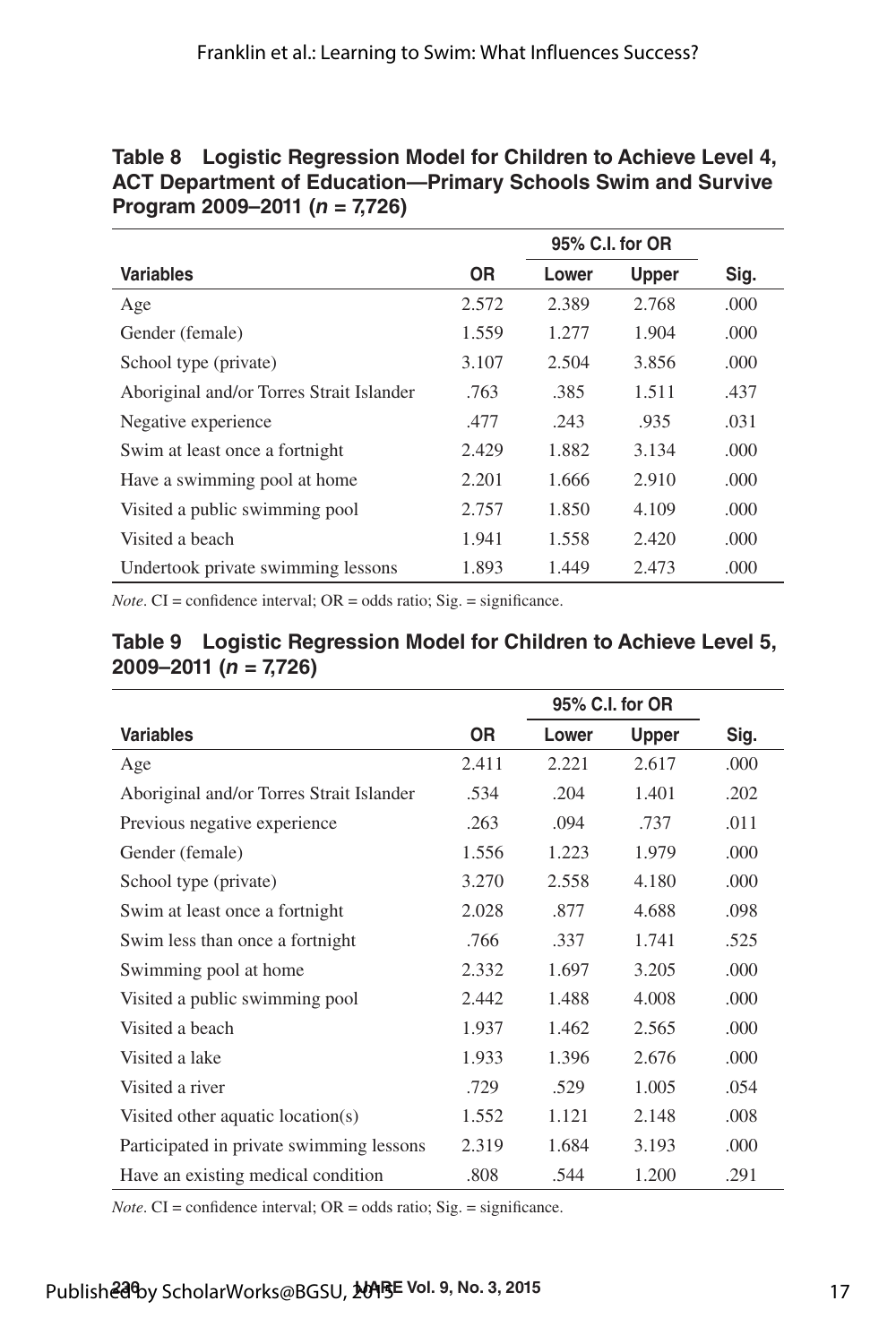**Table 8 Logistic Regression Model for Children to Achieve Level 4, ACT Department of Education—Primary Schools Swim and Survive Program 2009–2011 (*n* = 7,726)**

| | | 95% C.I. for OR | | |
|---|---|---|---|---|
| **Variables** | **OR** | **Lower** | **Upper** | **Sig.** |
| Age | 2.572 | 2.389 | 2.768 | .000 |
| Gender (female) | 1.559 | 1.277 | 1.904 | .000 |
| School type (private) | 3.107 | 2.504 | 3.856 | .000 |
| Aboriginal and/or Torres Strait Islander | .763 | .385 | 1.511 | .437 |
| Negative experience | .477 | .243 | .935 | .031 |
| Swim at least once a fortnight | 2.429 | 1.882 | 3.134 | .000 |
| Have a swimming pool at home | 2.201 | 1.666 | 2.910 | .000 |
| Visited a public swimming pool | 2.757 | 1.850 | 4.109 | .000 |
| Visited a beach | 1.941 | 1.558 | 2.420 | .000 |
| Undertook private swimming lessons | 1.893 | 1.449 | 2.473 | .000 |

*Note*. CI = confidence interval; OR = odds ratio; Sig. = significance.

**Table 9 Logistic Regression Model for Children to Achieve Level 5, 2009–2011 (*n* = 7,726)**

| | | 95% C.I. for OR | | |
|---|---|---|---|---|
| **Variables** | **OR** | **Lower** | **Upper** | **Sig.** |
| Age | 2.411 | 2.221 | 2.617 | .000 |
| Aboriginal and/or Torres Strait Islander | .534 | .204 | 1.401 | .202 |
| Previous negative experience | .263 | .094 | .737 | .011 |
| Gender (female) | 1.556 | 1.223 | 1.979 | .000 |
| School type (private) | 3.270 | 2.558 | 4.180 | .000 |
| Swim at least once a fortnight | 2.028 | .877 | 4.688 | .098 |
| Swim less than once a fortnight | .766 | .337 | 1.741 | .525 |
| Swimming pool at home | 2.332 | 1.697 | 3.205 | .000 |
| Visited a public swimming pool | 2.442 | 1.488 | 4.008 | .000 |
| Visited a beach | 1.937 | 1.462 | 2.565 | .000 |
| Visited a lake | 1.933 | 1.396 | 2.676 | .000 |
| Visited a river | .729 | .529 | 1.005 | .054 |
| Visited other aquatic location(s) | 1.552 | 1.121 | 2.148 | .008 |
| Participated in private swimming lessons | 2.319 | 1.684 | 3.193 | .000 |
| Have an existing medical condition | .808 | .544 | 1.200 | .291 |

*Note*. CI = confidence interval; OR = odds ratio; Sig. = significance.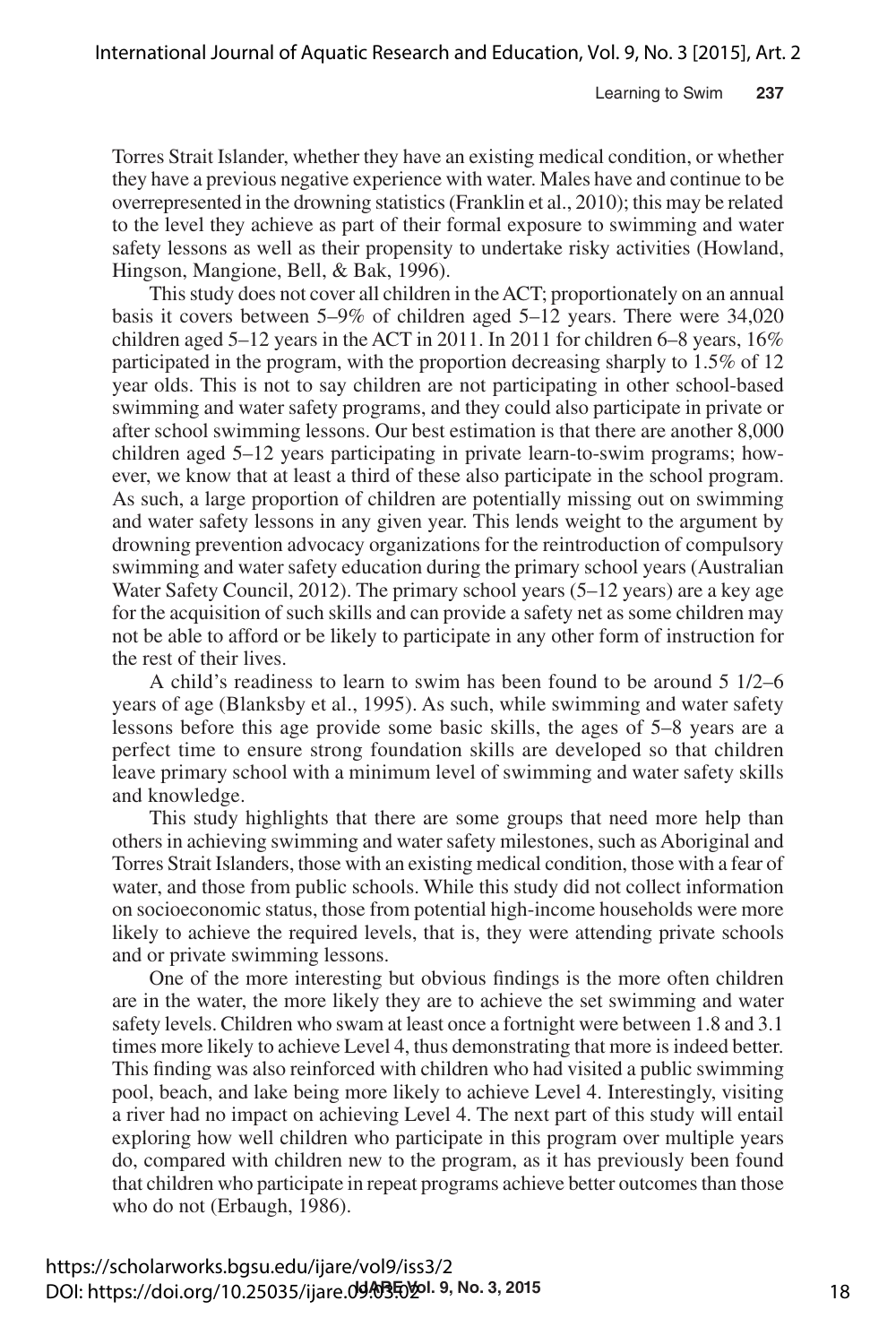Torres Strait Islander, whether they have an existing medical condition, or whether they have a previous negative experience with water. Males have and continue to be overrepresented in the drowning statistics (Franklin et al., 2010); this may be related to the level they achieve as part of their formal exposure to swimming and water safety lessons as well as their propensity to undertake risky activities (Howland, Hingson, Mangione, Bell, & Bak, 1996).

This study does not cover all children in the ACT; proportionately on an annual basis it covers between 5–9% of children aged 5–12 years. There were 34,020 children aged 5–12 years in the ACT in 2011. In 2011 for children 6–8 years, 16% participated in the program, with the proportion decreasing sharply to 1.5% of 12 year olds. This is not to say children are not participating in other school-based swimming and water safety programs, and they could also participate in private or after school swimming lessons. Our best estimation is that there are another 8,000 children aged 5–12 years participating in private learn-to-swim programs; however, we know that at least a third of these also participate in the school program. As such, a large proportion of children are potentially missing out on swimming and water safety lessons in any given year. This lends weight to the argument by drowning prevention advocacy organizations for the reintroduction of compulsory swimming and water safety education during the primary school years (Australian Water Safety Council, 2012). The primary school years (5–12 years) are a key age for the acquisition of such skills and can provide a safety net as some children may not be able to afford or be likely to participate in any other form of instruction for the rest of their lives.

A child's readiness to learn to swim has been found to be around 5 1/2–6 years of age (Blanksby et al., 1995). As such, while swimming and water safety lessons before this age provide some basic skills, the ages of 5–8 years are a perfect time to ensure strong foundation skills are developed so that children leave primary school with a minimum level of swimming and water safety skills and knowledge.

This study highlights that there are some groups that need more help than others in achieving swimming and water safety milestones, such as Aboriginal and Torres Strait Islanders, those with an existing medical condition, those with a fear of water, and those from public schools. While this study did not collect information on socioeconomic status, those from potential high-income households were more likely to achieve the required levels, that is, they were attending private schools and or private swimming lessons.

One of the more interesting but obvious findings is the more often children are in the water, the more likely they are to achieve the set swimming and water safety levels. Children who swam at least once a fortnight were between 1.8 and 3.1 times more likely to achieve Level 4, thus demonstrating that more is indeed better. This finding was also reinforced with children who had visited a public swimming pool, beach, and lake being more likely to achieve Level 4. Interestingly, visiting a river had no impact on achieving Level 4. The next part of this study will entail exploring how well children who participate in this program over multiple years do, compared with children new to the program, as it has previously been found that children who participate in repeat programs achieve better outcomes than those who do not (Erbaugh, 1986).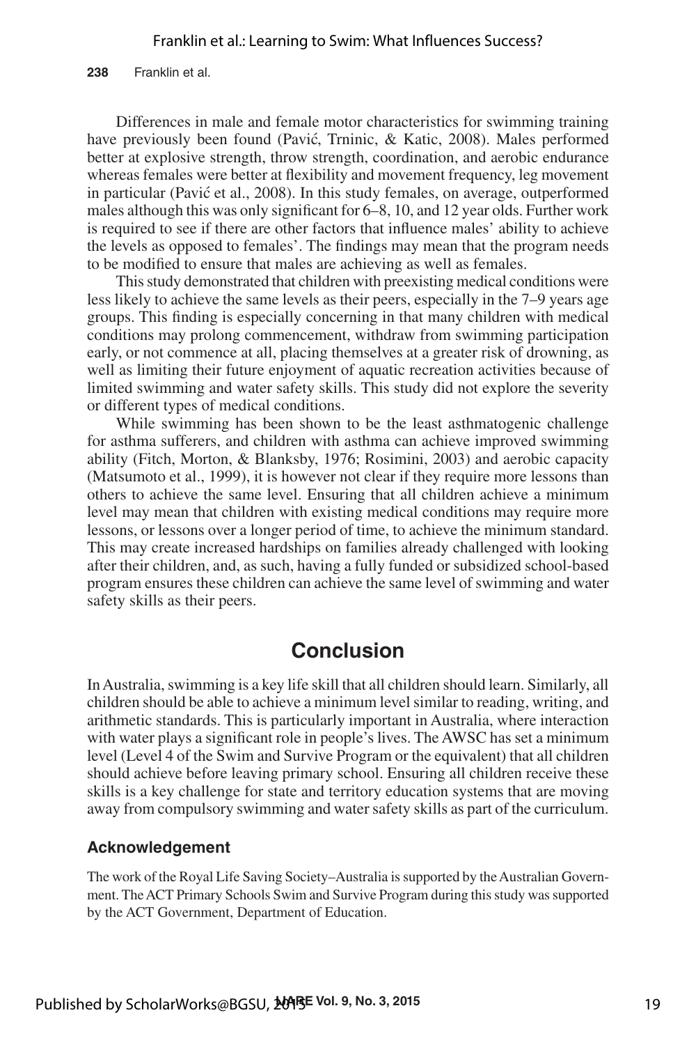Differences in male and female motor characteristics for swimming training have previously been found (Pavić, Trninic, & Katic, 2008). Males performed better at explosive strength, throw strength, coordination, and aerobic endurance whereas females were better at flexibility and movement frequency, leg movement in particular (Pavić et al., 2008). In this study females, on average, outperformed males although this was only significant for 6–8, 10, and 12 year olds. Further work is required to see if there are other factors that influence males' ability to achieve the levels as opposed to females'. The findings may mean that the program needs to be modified to ensure that males are achieving as well as females.

This study demonstrated that children with preexisting medical conditions were less likely to achieve the same levels as their peers, especially in the 7–9 years age groups. This finding is especially concerning in that many children with medical conditions may prolong commencement, withdraw from swimming participation early, or not commence at all, placing themselves at a greater risk of drowning, as well as limiting their future enjoyment of aquatic recreation activities because of limited swimming and water safety skills. This study did not explore the severity or different types of medical conditions.

While swimming has been shown to be the least asthmatogenic challenge for asthma sufferers, and children with asthma can achieve improved swimming ability (Fitch, Morton, & Blanksby, 1976; Rosimini, 2003) and aerobic capacity (Matsumoto et al., 1999), it is however not clear if they require more lessons than others to achieve the same level. Ensuring that all children achieve a minimum level may mean that children with existing medical conditions may require more lessons, or lessons over a longer period of time, to achieve the minimum standard. This may create increased hardships on families already challenged with looking after their children, and, as such, having a fully funded or subsidized school-based program ensures these children can achieve the same level of swimming and water safety skills as their peers.

## Conclusion

In Australia, swimming is a key life skill that all children should learn. Similarly, all children should be able to achieve a minimum level similar to reading, writing, and arithmetic standards. This is particularly important in Australia, where interaction with water plays a significant role in people's lives. The AWSC has set a minimum level (Level 4 of the Swim and Survive Program or the equivalent) that all children should achieve before leaving primary school. Ensuring all children receive these skills is a key challenge for state and territory education systems that are moving away from compulsory swimming and water safety skills as part of the curriculum.

### Acknowledgement

The work of the Royal Life Saving Society–Australia is supported by the Australian Government. The ACT Primary Schools Swim and Survive Program during this study was supported by the ACT Government, Department of Education.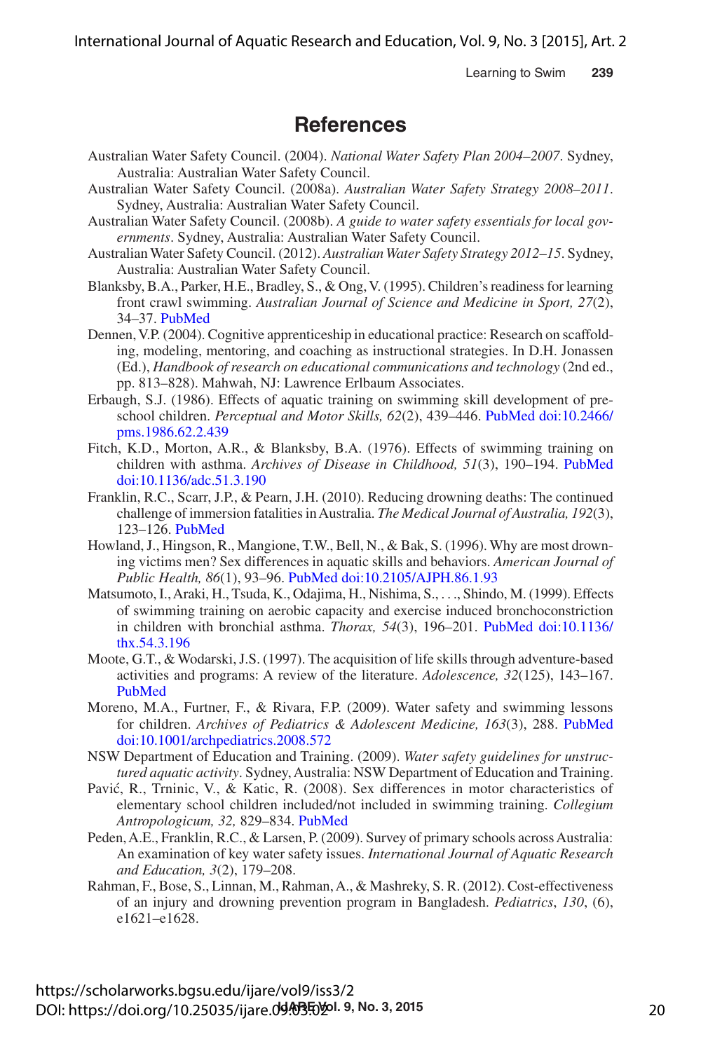# References

Australian Water Safety Council. (2004). *National Water Safety Plan 2004–2007*. Sydney, Australia: Australian Water Safety Council.

Australian Water Safety Council. (2008a). *Australian Water Safety Strategy 2008–2011*. Sydney, Australia: Australian Water Safety Council.

Australian Water Safety Council. (2008b). *A guide to water safety essentials for local governments*. Sydney, Australia: Australian Water Safety Council.

Australian Water Safety Council. (2012). *Australian Water Safety Strategy 2012–15*. Sydney, Australia: Australian Water Safety Council.

Blanksby, B.A., Parker, H.E., Bradley, S., & Ong, V. (1995). Children's readiness for learning front crawl swimming. *Australian Journal of Science and Medicine in Sport, 27*(2), 34–37. PubMed

Dennen, V.P. (2004). Cognitive apprenticeship in educational practice: Research on scaffolding, modeling, mentoring, and coaching as instructional strategies. In D.H. Jonassen (Ed.), *Handbook of research on educational communications and technology* (2nd ed., pp. 813–828). Mahwah, NJ: Lawrence Erlbaum Associates.

Erbaugh, S.J. (1986). Effects of aquatic training on swimming skill development of preschool children. *Perceptual and Motor Skills, 62*(2), 439–446. PubMed doi:10.2466/pms.1986.62.2.439

Fitch, K.D., Morton, A.R., & Blanksby, B.A. (1976). Effects of swimming training on children with asthma. *Archives of Disease in Childhood, 51*(3), 190–194. PubMed doi:10.1136/adc.51.3.190

Franklin, R.C., Scarr, J.P., & Pearn, J.H. (2010). Reducing drowning deaths: The continued challenge of immersion fatalities in Australia. *The Medical Journal of Australia, 192*(3), 123–126. PubMed

Howland, J., Hingson, R., Mangione, T.W., Bell, N., & Bak, S. (1996). Why are most drowning victims men? Sex differences in aquatic skills and behaviors. *American Journal of Public Health, 86*(1), 93–96. PubMed doi:10.2105/AJPH.86.1.93

Matsumoto, I., Araki, H., Tsuda, K., Odajima, H., Nishima, S., . . ., Shindo, M. (1999). Effects of swimming training on aerobic capacity and exercise induced bronchoconstriction in children with bronchial asthma. *Thorax, 54*(3), 196–201. PubMed doi:10.1136/thx.54.3.196

Moote, G.T., & Wodarski, J.S. (1997). The acquisition of life skills through adventure-based activities and programs: A review of the literature. *Adolescence, 32*(125), 143–167. PubMed

Moreno, M.A., Furtner, F., & Rivara, F.P. (2009). Water safety and swimming lessons for children. *Archives of Pediatrics & Adolescent Medicine, 163*(3), 288. PubMed doi:10.1001/archpediatrics.2008.572

NSW Department of Education and Training. (2009). *Water safety guidelines for unstructured aquatic activity*. Sydney, Australia: NSW Department of Education and Training.

Pavić, R., Trninic, V., & Katic, R. (2008). Sex differences in motor characteristics of elementary school children included/not included in swimming training. *Collegium Antropologicum, 32,* 829–834. PubMed

Peden, A.E., Franklin, R.C., & Larsen, P. (2009). Survey of primary schools across Australia: An examination of key water safety issues. *International Journal of Aquatic Research and Education, 3*(2), 179–208.

Rahman, F., Bose, S., Linnan, M., Rahman, A., & Mashreky, S. R. (2012). Cost-effectiveness of an injury and drowning prevention program in Bangladesh. *Pediatrics*, *130*, (6), e1621–e1628.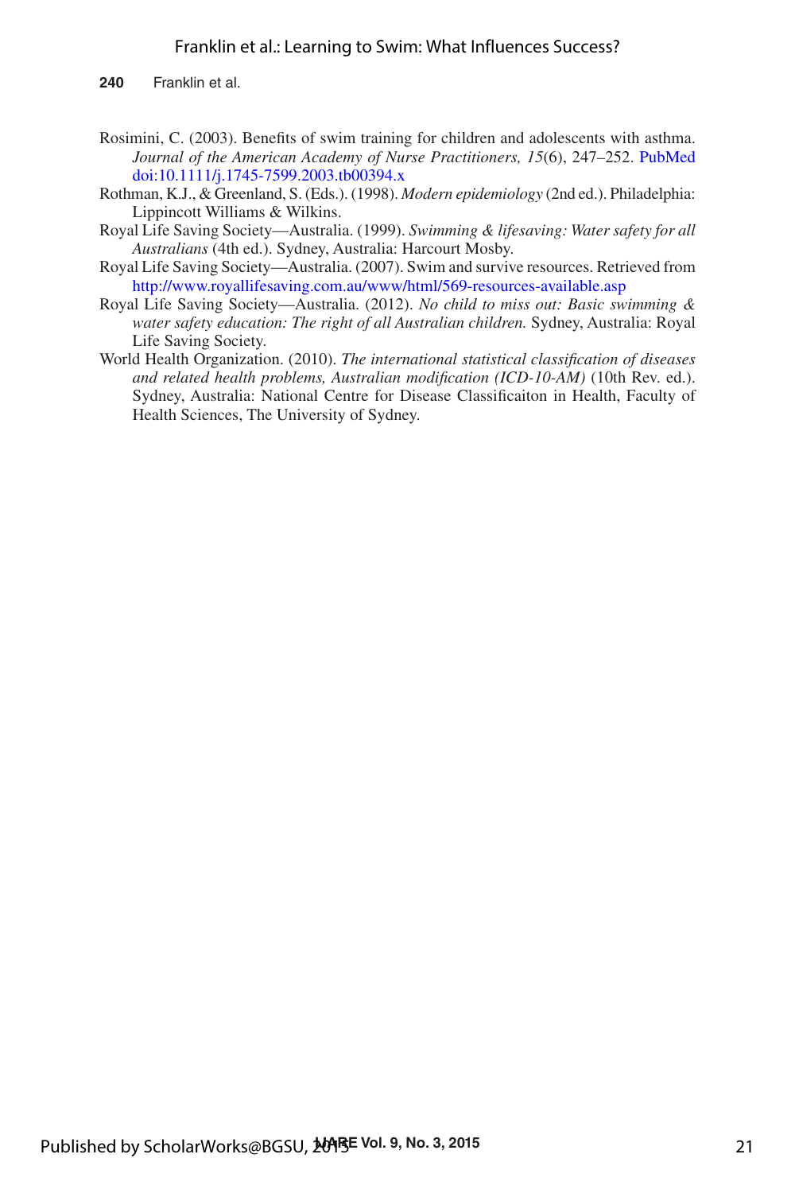Rosimini, C. (2003). Benefits of swim training for children and adolescents with asthma. *Journal of the American Academy of Nurse Practitioners, 15*(6), 247–252. PubMed doi:10.1111/j.1745-7599.2003.tb00394.x

Rothman, K.J., & Greenland, S. (Eds.). (1998). *Modern epidemiology* (2nd ed.). Philadelphia: Lippincott Williams & Wilkins.

Royal Life Saving Society—Australia. (1999). *Swimming & lifesaving: Water safety for all Australians* (4th ed.). Sydney, Australia: Harcourt Mosby.

Royal Life Saving Society—Australia. (2007). Swim and survive resources. Retrieved from http://www.royallifesaving.com.au/www/html/569-resources-available.asp

Royal Life Saving Society—Australia. (2012). *No child to miss out: Basic swimming & water safety education: The right of all Australian children.* Sydney, Australia: Royal Life Saving Society.

World Health Organization. (2010). *The international statistical classification of diseases and related health problems, Australian modification (ICD-10-AM)* (10th Rev. ed.). Sydney, Australia: National Centre for Disease Classificaiton in Health, Faculty of Health Sciences, The University of Sydney.